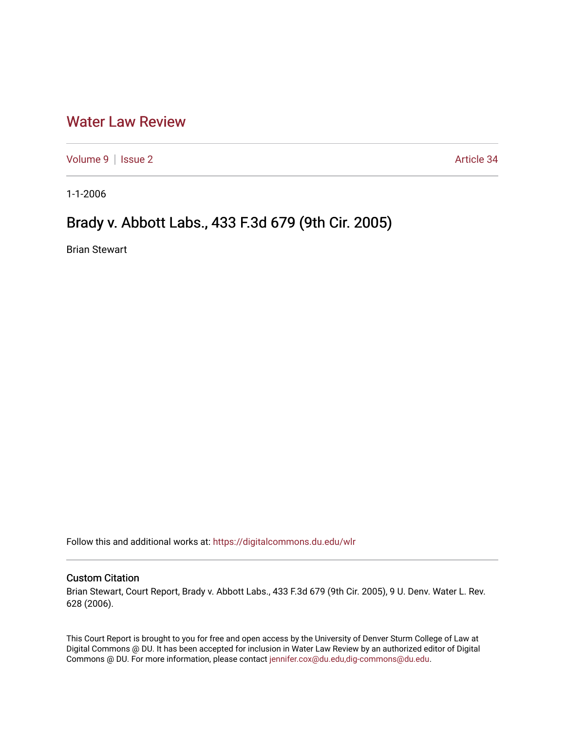# Water Law Review

Volume 9 | Issue 2 | Article 34

1-1-2006

## Brady v. Abbott Labs., 433 F.3d 679 (9th Cir. 2005)

Brian Stewart

Follow this and additional works at: https://digitalcommons.du.edu/wlr

### Custom Citation

Brian Stewart, Court Report, Brady v. Abbott Labs., 433 F.3d 679 (9th Cir. 2005), 9 U. Denv. Water L. Rev. 628 (2006).

This Court Report is brought to you for free and open access by the University of Denver Sturm College of Law at Digital Commons @ DU. It has been accepted for inclusion in Water Law Review by an authorized editor of Digital Commons @ DU. For more information, please contact jennifer.cox@du.edu,dig-commons@du.edu.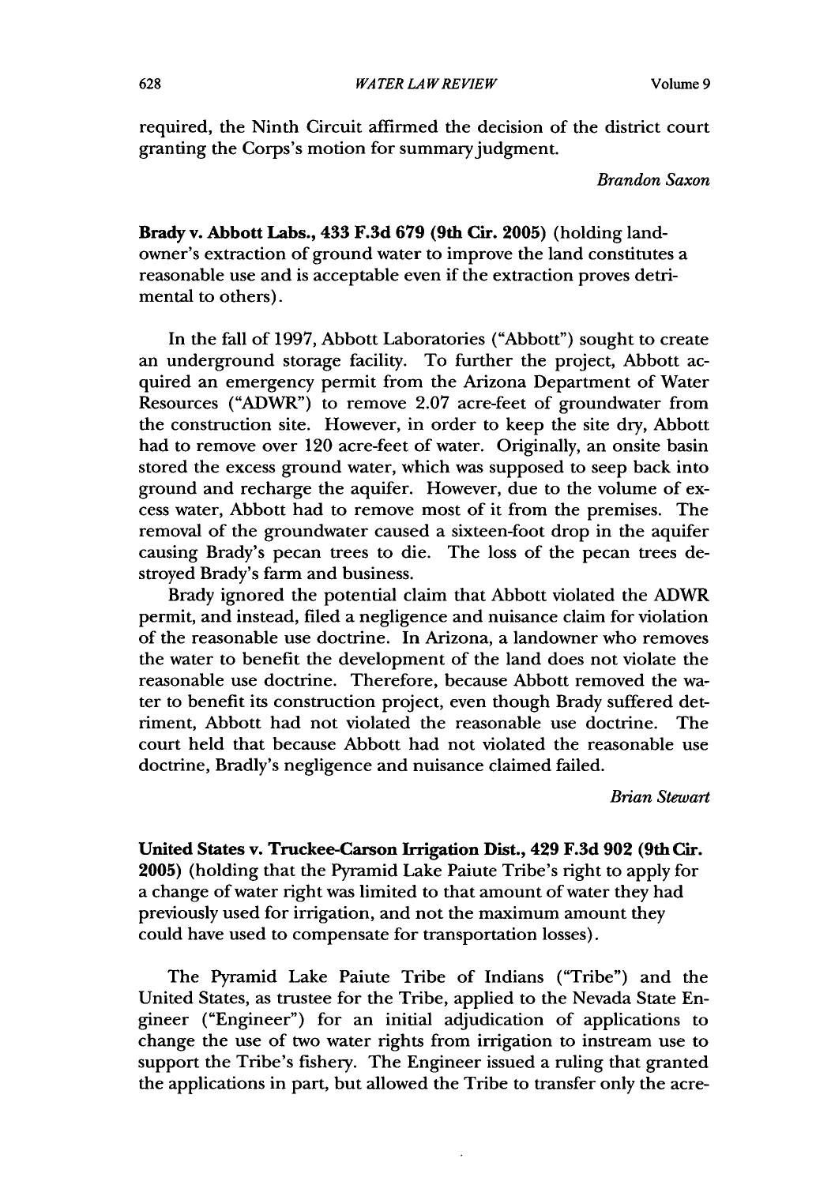required, the Ninth Circuit affirmed the decision of the district court granting the Corps's motion for summary judgment.

*Brandon Saxon*

**Brady v. Abbott Labs., 433 F.3d 679 (9th Cir. 2005)** (holding landowner's extraction of ground water to improve the land constitutes a reasonable use and is acceptable even if the extraction proves detrimental to others).

In the fall of 1997, Abbott Laboratories ("Abbott") sought to create an underground storage facility. To further the project, Abbott acquired an emergency permit from the Arizona Department of Water Resources ("ADWR") to remove 2.07 acre-feet of groundwater from the construction site. However, in order to keep the site dry, Abbott had to remove over 120 acre-feet of water. Originally, an onsite basin stored the excess ground water, which was supposed to seep back into ground and recharge the aquifer. However, due to the volume of excess water, Abbott had to remove most of it from the premises. The removal of the groundwater caused a sixteen-foot drop in the aquifer causing Brady's pecan trees to die. The loss of the pecan trees destroyed Brady's farm and business.

Brady ignored the potential claim that Abbott violated the ADWR permit, and instead, filed a negligence and nuisance claim for violation of the reasonable use doctrine. In Arizona, a landowner who removes the water to benefit the development of the land does not violate the reasonable use doctrine. Therefore, because Abbott removed the water to benefit its construction project, even though Brady suffered detriment, Abbott had not violated the reasonable use doctrine. The court held that because Abbott had not violated the reasonable use doctrine, Bradly's negligence and nuisance claimed failed.

*Brian Stewart*

**United States v. Truckee-Carson Irrigation Dist., 429 F.3d 902 (9th Cir. 2005)** (holding that the Pyramid Lake Paiute Tribe's right to apply for a change of water right was limited to that amount of water they had previously used for irrigation, and not the maximum amount they could have used to compensate for transportation losses).

The Pyramid Lake Paiute Tribe of Indians ("Tribe") and the United States, as trustee for the Tribe, applied to the Nevada State Engineer ("Engineer") for an initial adjudication of applications to change the use of two water rights from irrigation to instream use to support the Tribe's fishery. The Engineer issued a ruling that granted the applications in part, but allowed the Tribe to transfer only the acre-